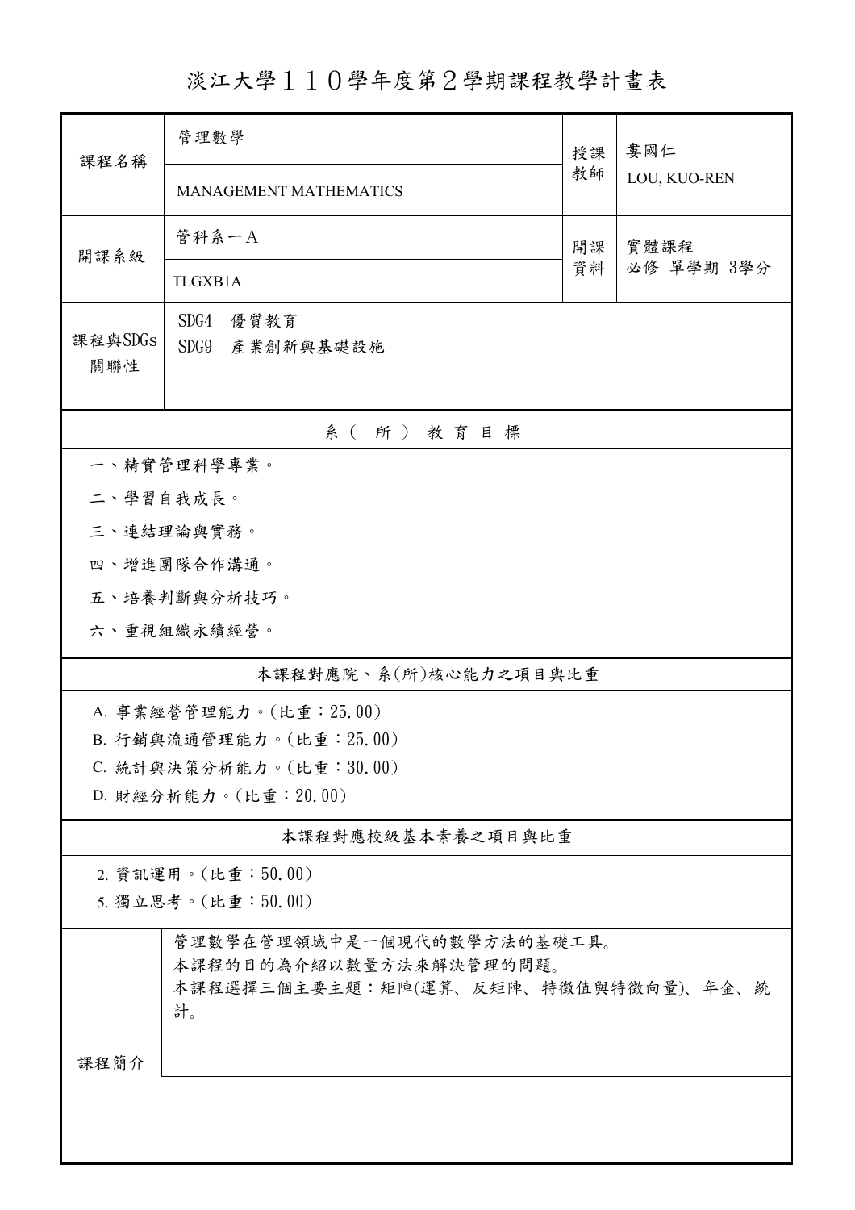# 淡江大學１１０學年度第２學期課程教學計畫表

| 課程名稱 | 管理數學 | 授課教師 | 婁國仁 |
|---|---|---|---|
| | MANAGEMENT MATHEMATICS | | LOU, KUO-REN |
| 開課系級 | 管科系一A | 開課資料 | 實體課程<br>必修 單學期 3學分 |
| | TLGXB1A | | |
| 課程與SDGs關聯性 | SDG4 優質教育<br>SDG9 產業創新與基礎設施 | | |

## 系（所）教育目標

一、精實管理科學專業。

二、學習自我成長。

三、連結理論與實務。

四、增進團隊合作溝通。

五、培養判斷與分析技巧。

六、重視組織永續經營。

## 本課程對應院、系(所)核心能力之項目與比重

A. 事業經營管理能力。(比重：25.00)

B. 行銷與流通管理能力。(比重：25.00)

C. 統計與決策分析能力。(比重：30.00)

D. 財經分析能力。(比重：20.00)

## 本課程對應校級基本素養之項目與比重

2. 資訊運用。(比重：50.00)

5. 獨立思考。(比重：50.00)

## 課程簡介

管理數學在管理領域中是一個現代的數學方法的基礎工具。
本課程的目的為介紹以數量方法來解決管理的問題。
本課程選擇三個主要主題：矩陣(運算、反矩陣、特徵值與特徵向量)、年金、統計。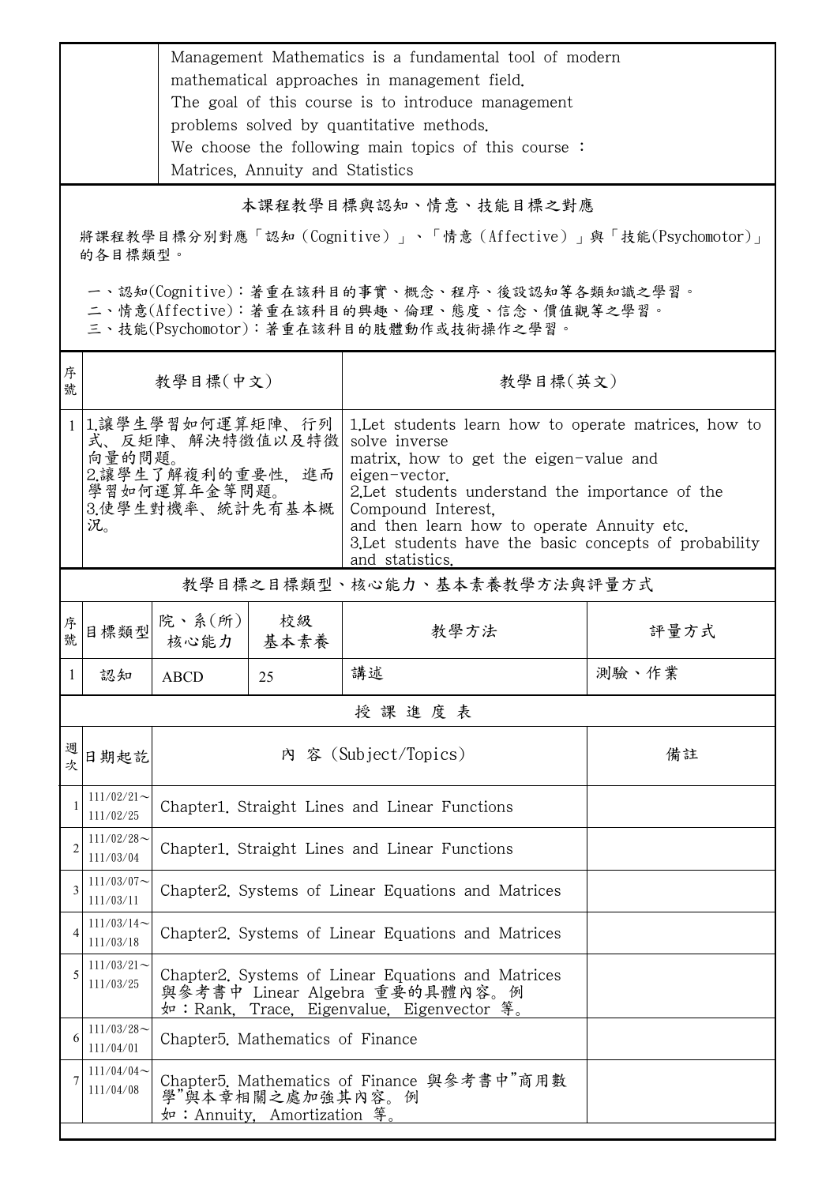| | Management Mathematics is a fundamental tool of modern mathematical approaches in management field.<br>The goal of this course is to introduce management problems solved by quantitative methods.<br>We choose the following main topics of this course ：<br>Matrices, Annuity and Statistics |
|---|---|

## 本課程教學目標與認知、情意、技能目標之對應

將課程教學目標分別對應「認知（Cognitive）」、「情意（Affective）」與「技能(Psychomotor)」的各目標類型。

一、認知(Cognitive)：著重在該科目的事實、概念、程序、後設認知等各類知識之學習。
二、情意(Affective)：著重在該科目的興趣、倫理、態度、信念、價值觀等之學習。
三、技能(Psychomotor)：著重在該科目的肢體動作或技術操作之學習。

| 序號 | 教學目標(中文) | 教學目標(英文) |
|---|---|---|
| 1 | 1.讓學生學習如何運算矩陣、行列式、反矩陣、解決特徵值以及特徵向量的問題。<br>2.讓學生了解複利的重要性，進而學習如何運算年金等問題。<br>3.使學生對機率、統計先有基本概況。 | 1.Let students learn how to operate matrices, how to solve inverse matrix, how to get the eigen-value and eigen-vector.<br>2.Let students understand the importance of the Compound Interest, and then learn how to operate Annuity etc.<br>3.Let students have the basic concepts of probability and statistics. |

## 教學目標之目標類型、核心能力、基本素養教學方法與評量方式

| 序號 | 目標類型 | 院、系(所)核心能力 | 校級基本素養 | 教學方法 | 評量方式 |
|---|---|---|---|---|---|
| 1 | 認知 | ABCD | 25 | 講述 | 測驗、作業 |

## 授課進度表

| 週次 | 日期起訖 | 內 容 (Subject/Topics) | 備註 |
|---|---|---|---|
| 1 | 111/02/21～111/02/25 | Chapter1. Straight Lines and Linear Functions | |
| 2 | 111/02/28～111/03/04 | Chapter1. Straight Lines and Linear Functions | |
| 3 | 111/03/07～111/03/11 | Chapter2. Systems of Linear Equations and Matrices | |
| 4 | 111/03/14～111/03/18 | Chapter2. Systems of Linear Equations and Matrices | |
| 5 | 111/03/21～111/03/25 | Chapter2. Systems of Linear Equations and Matrices 與參考書中 Linear Algebra 重要的具體內容。例如：Rank, Trace, Eigenvalue, Eigenvector 等。 | |
| 6 | 111/03/28～111/04/01 | Chapter5. Mathematics of Finance | |
| 7 | 111/04/04～111/04/08 | Chapter5. Mathematics of Finance 與參考書中"商用數學"與本章相關之處加強其內容。例如：Annuity, Amortization 等。 | |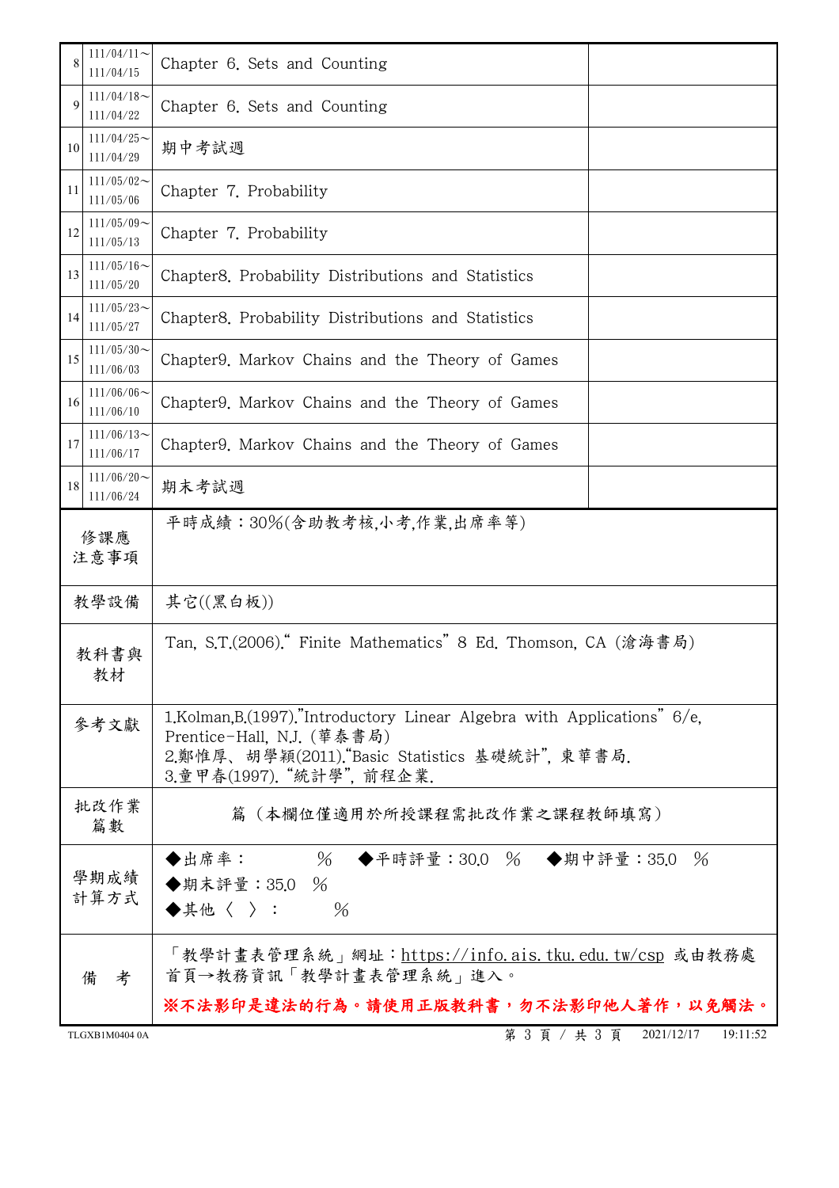| | | | |
|---|---|---|---|
| 8 | 111/04/11～111/04/15 | Chapter 6. Sets and Counting | |
| 9 | 111/04/18～111/04/22 | Chapter 6. Sets and Counting | |
| 10 | 111/04/25～111/04/29 | 期中考試週 | |
| 11 | 111/05/02～111/05/06 | Chapter 7. Probability | |
| 12 | 111/05/09～111/05/13 | Chapter 7. Probability | |
| 13 | 111/05/16～111/05/20 | Chapter8. Probability Distributions and Statistics | |
| 14 | 111/05/23～111/05/27 | Chapter8. Probability Distributions and Statistics | |
| 15 | 111/05/30～111/06/03 | Chapter9. Markov Chains and the Theory of Games | |
| 16 | 111/06/06～111/06/10 | Chapter9. Markov Chains and the Theory of Games | |
| 17 | 111/06/13～111/06/17 | Chapter9. Markov Chains and the Theory of Games | |
| 18 | 111/06/20～111/06/24 | 期末考試週 | |

| | |
|---|---|
| 修課應注意事項 | 平時成績：30%(含助教考核,小考,作業,出席率等) |
| 教學設備 | 其它((黑白板)) |
| 教科書與教材 | Tan, S.T.(2006).“ Finite Mathematics” 8 Ed. Thomson, CA (滄海書局) |
| 參考文獻 | 1.Kolman,B.(1997).”Introductory Linear Algebra with Applications” 6/e, Prentice-Hall, N.J. (華泰書局)<br>2.鄭惟厚、胡學穎(2011).“Basic Statistics 基礎統計”, 東華書局.<br>3.童甲春(1997). “統計學”, 前程企業. |
| 批改作業篇數 | 篇（本欄位僅適用於所授課程需批改作業之課程教師填寫） |
| 學期成績計算方式 | ◆出席率： % ◆平時評量：30.0 % ◆期中評量：35.0 %<br>◆期末評量：35.0 %<br>◆其他〈 〉： % |
| 備考 | 「教學計畫表管理系統」網址：https://info.ais.tku.edu.tw/csp 或由教務處首頁→教務資訊「教學計畫表管理系統」進入。<br>**※不法影印是違法的行為。請使用正版教科書，勿不法影印他人著作，以免觸法。** |

TLGXB1M0404 0A 2021/12/17 19:11:52